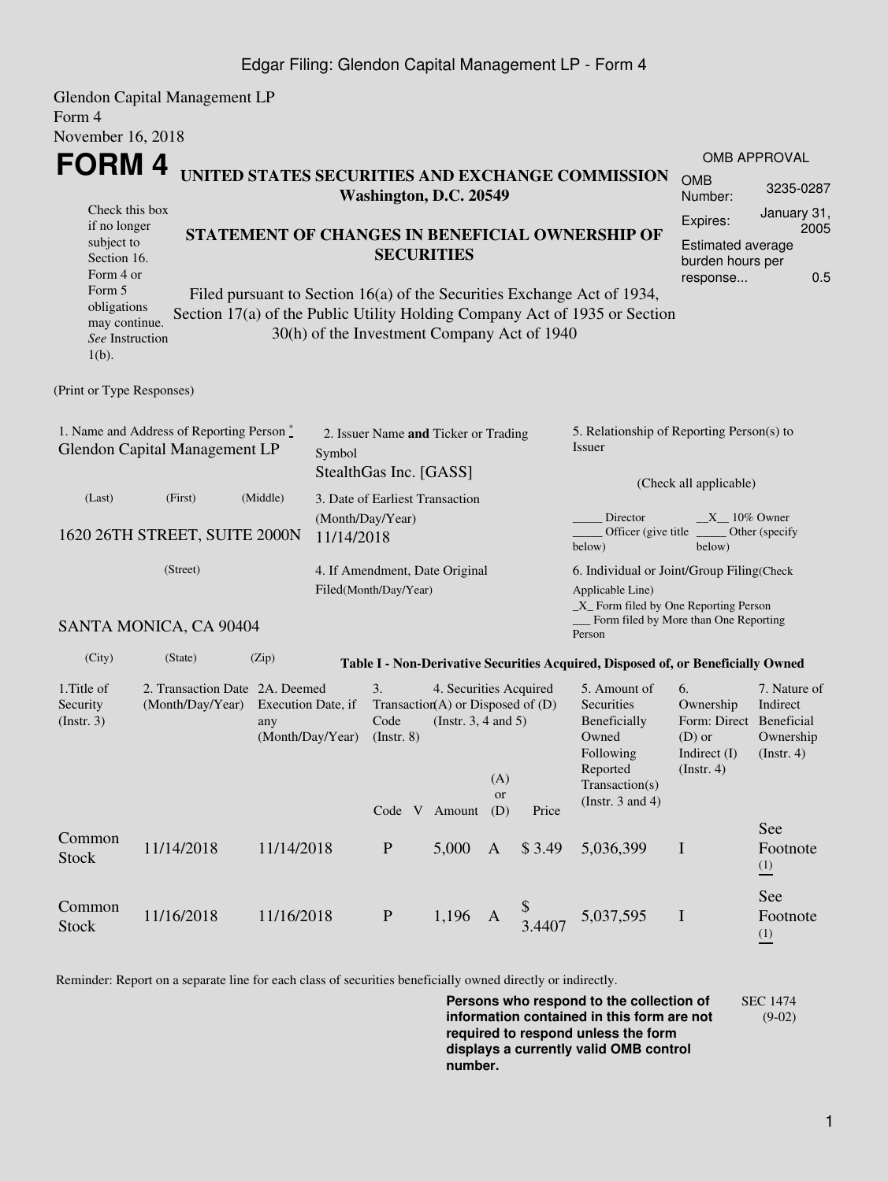Glendon Capital Management LP
Form 4
November 16, 2018

# FORM 4

## UNITED STATES SECURITIES AND EXCHANGE COMMISSION
**Washington, D.C. 20549**

| OMB APPROVAL | |
|---|---|
| OMB Number: | 3235-0287 |
| Expires: | January 31, 2005 |
| Estimated average burden hours per response... | 0.5 |

Check this box if no longer subject to Section 16. Form 4 or Form 5 obligations may continue. *See* Instruction 1(b).

## STATEMENT OF CHANGES IN BENEFICIAL OWNERSHIP OF SECURITIES

Filed pursuant to Section 16(a) of the Securities Exchange Act of 1934, Section 17(a) of the Public Utility Holding Company Act of 1935 or Section 30(h) of the Investment Company Act of 1940

(Print or Type Responses)

1. Name and Address of Reporting Person *
Glendon Capital Management LP

(Last) (First) (Middle)

1620 26TH STREET, SUITE 2000N

(Street)

SANTA MONICA, CA 90404

(City) (State) (Zip)

2. Issuer Name **and** Ticker or Trading Symbol
StealthGas Inc. [GASS]

3. Date of Earliest Transaction (Month/Day/Year)
11/14/2018

4. If Amendment, Date Original Filed(Month/Day/Year)

5. Relationship of Reporting Person(s) to Issuer

(Check all applicable)

_____ Director __X__ 10% Owner
_____ Officer (give title below) _____ Other (specify below)

6. Individual or Joint/Group Filing(Check Applicable Line)
_X_ Form filed by One Reporting Person
___ Form filed by More than One Reporting Person

**Table I - Non-Derivative Securities Acquired, Disposed of, or Beneficially Owned**

| 1.Title of Security (Instr. 3) | 2. Transaction Date (Month/Day/Year) | 2A. Deemed Execution Date, if any (Month/Day/Year) | 3. Transaction Code (Instr. 8) | | 4. Securities Acquired (A) or Disposed of (D) (Instr. 3, 4 and 5) | | | 5. Amount of Securities Beneficially Owned Following Reported Transaction(s) (Instr. 3 and 4) | 6. Ownership Form: Direct (D) or Indirect (I) (Instr. 4) | 7. Nature of Indirect Beneficial Ownership (Instr. 4) |
|---|---|---|---|---|---|---|---|---|---|---|
| | | | Code | V | Amount | (A) or (D) | Price | | | |
| Common Stock | 11/14/2018 | 11/14/2018 | P | | 5,000 | A | $ 3.49 | 5,036,399 | I | See Footnote (1) |
| Common Stock | 11/16/2018 | 11/16/2018 | P | | 1,196 | A | $ 3.4407 | 5,037,595 | I | See Footnote (1) |

Reminder: Report on a separate line for each class of securities beneficially owned directly or indirectly.

**Persons who respond to the collection of information contained in this form are not required to respond unless the form displays a currently valid OMB control number.**

SEC 1474 (9-02)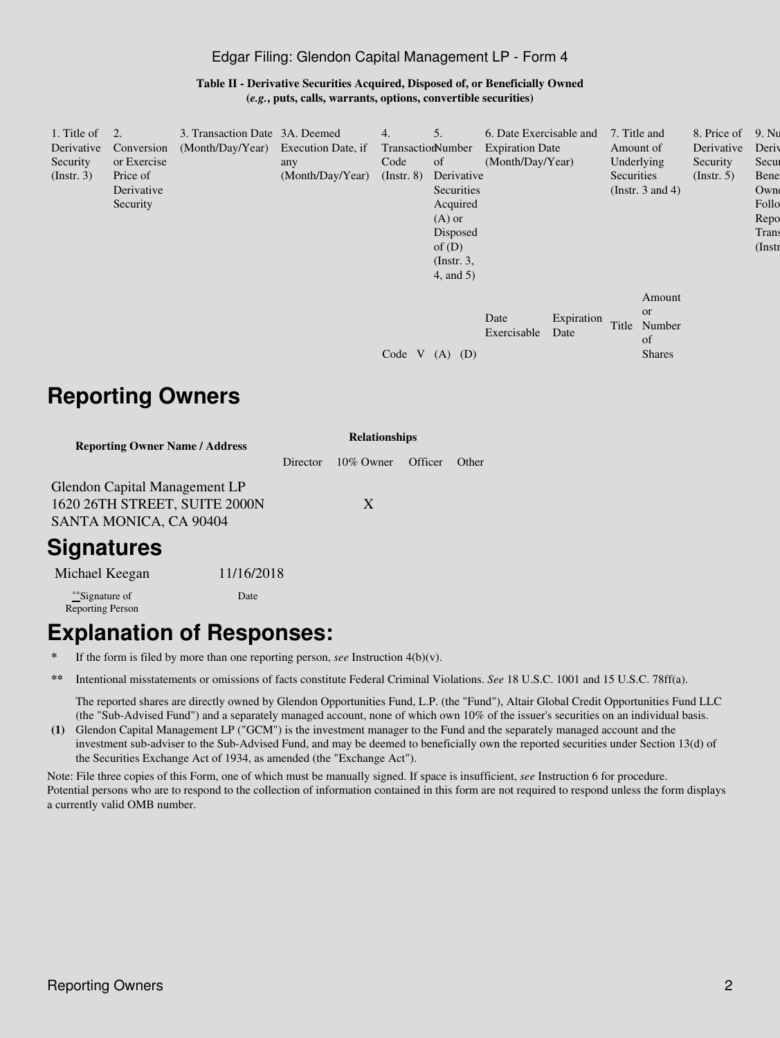**Table II - Derivative Securities Acquired, Disposed of, or Beneficially Owned**
**(*e.g.*, puts, calls, warrants, options, convertible securities)**

| 1. Title of Derivative Security (Instr. 3) | 2. Conversion or Exercise Price of Derivative Security | 3. Transaction Date (Month/Day/Year) | 3A. Deemed Execution Date, if any (Month/Day/Year) | 4. Transaction Code (Instr. 8) | | 5. Number of Derivative Securities Acquired (A) or Disposed of (D) (Instr. 3, 4, and 5) | | 6. Date Exercisable and Expiration Date (Month/Day/Year) | | 7. Title and Amount of Underlying Securities (Instr. 3 and 4) | | 8. Price of Derivative Security (Instr. 5) | 9. Number of Derivative Securities Beneficially Owned Following Reported Transaction(s) (Instr. 4) |
|---|---|---|---|---|---|---|---|---|---|---|---|---|---|
| | | | | Code | V | (A) | (D) | Date Exercisable | Expiration Date | Title | Amount or Number of Shares | | |

## Reporting Owners

| Reporting Owner Name / Address | Relationships | | | |
|---|---|---|---|---|
| | Director | 10% Owner | Officer | Other |
| Glendon Capital Management LP<br>1620 26TH STREET, SUITE 2000N<br>SANTA MONICA, CA 90404 | | X | | |

## Signatures

| Michael Keegan | 11/16/2018 |
|---|---|
| **Signature of Reporting Person | Date |

## Explanation of Responses:

\* If the form is filed by more than one reporting person, *see* Instruction 4(b)(v).

\*\* Intentional misstatements or omissions of facts constitute Federal Criminal Violations. *See* 18 U.S.C. 1001 and 15 U.S.C. 78ff(a).

**(1)** The reported shares are directly owned by Glendon Opportunities Fund, L.P. (the "Fund"), Altair Global Credit Opportunities Fund LLC (the "Sub-Advised Fund") and a separately managed account, none of which own 10% of the issuer's securities on an individual basis. Glendon Capital Management LP ("GCM") is the investment manager to the Fund and the separately managed account and the investment sub-adviser to the Sub-Advised Fund, and may be deemed to beneficially own the reported securities under Section 13(d) of the Securities Exchange Act of 1934, as amended (the "Exchange Act").

Note: File three copies of this Form, one of which must be manually signed. If space is insufficient, *see* Instruction 6 for procedure.
Potential persons who are to respond to the collection of information contained in this form are not required to respond unless the form displays a currently valid OMB number.